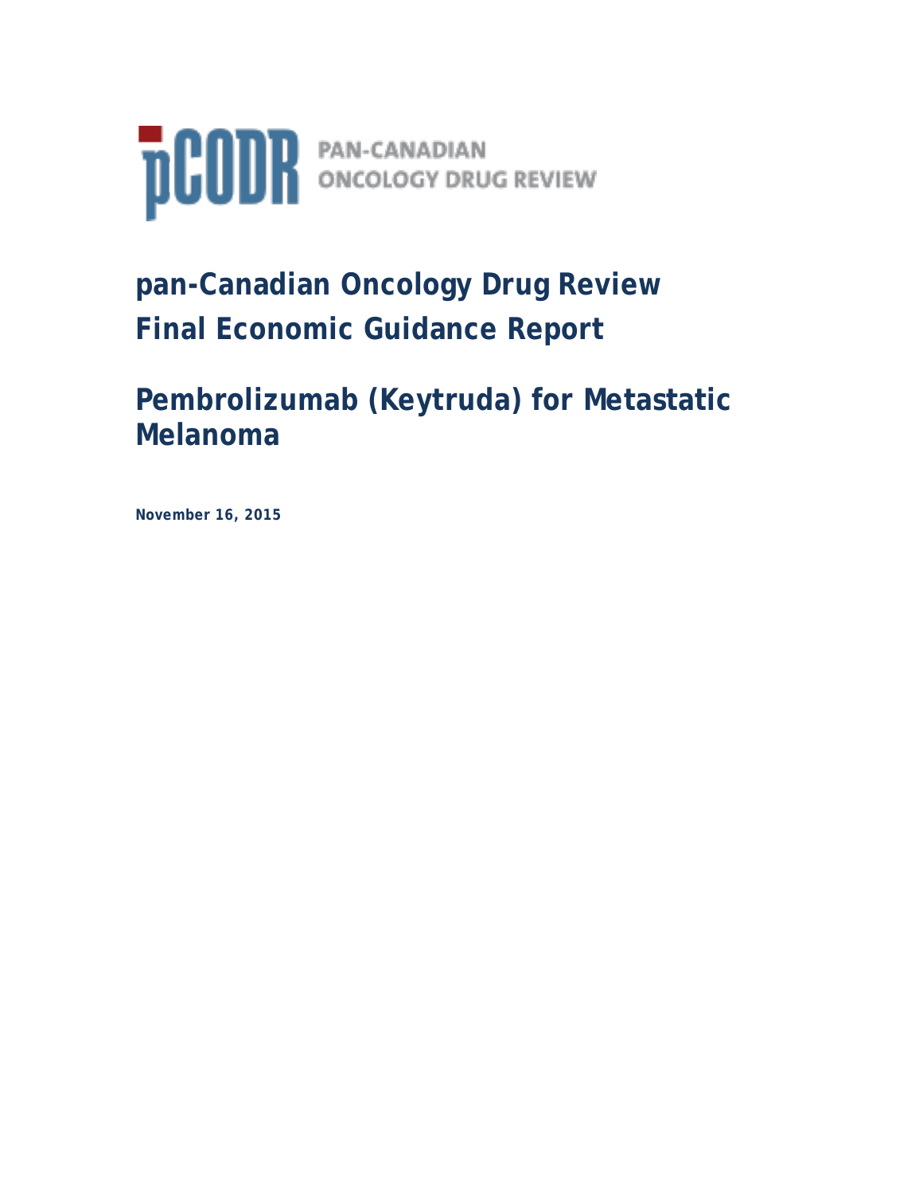pCODR PAN-CANADIAN ONCOLOGY DRUG REVIEW

# pan-Canadian Oncology Drug Review Final Economic Guidance Report

# Pembrolizumab (Keytruda) for Metastatic Melanoma

**November 16, 2015**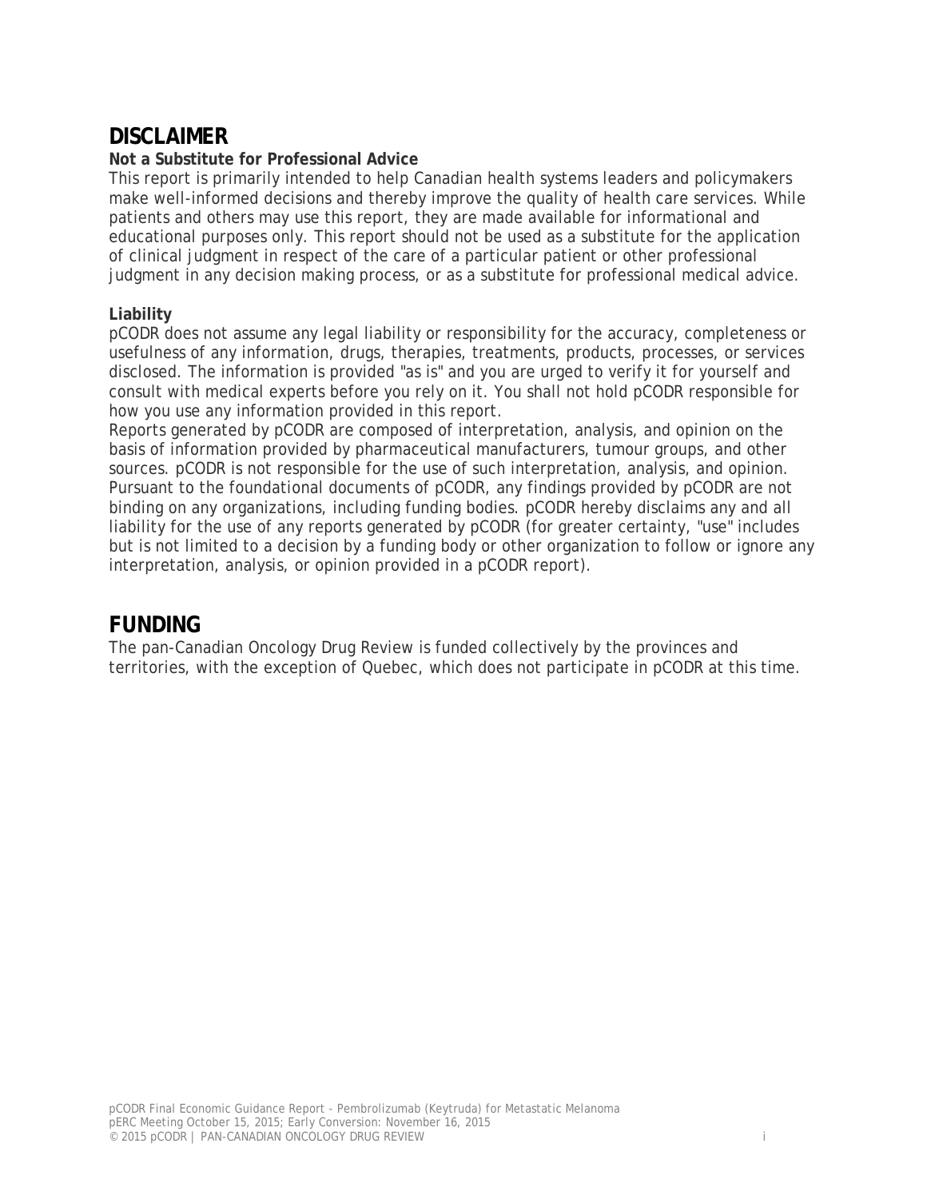## DISCLAIMER

**Not a Substitute for Professional Advice**

This report is primarily intended to help Canadian health systems leaders and policymakers make well-informed decisions and thereby improve the quality of health care services. While patients and others may use this report, they are made available for informational and educational purposes only. This report should not be used as a substitute for the application of clinical judgment in respect of the care of a particular patient or other professional judgment in any decision making process, or as a substitute for professional medical advice.

**Liability**

pCODR does not assume any legal liability or responsibility for the accuracy, completeness or usefulness of any information, drugs, therapies, treatments, products, processes, or services disclosed. The information is provided "as is" and you are urged to verify it for yourself and consult with medical experts before you rely on it. You shall not hold pCODR responsible for how you use any information provided in this report.

Reports generated by pCODR are composed of interpretation, analysis, and opinion on the basis of information provided by pharmaceutical manufacturers, tumour groups, and other sources. pCODR is not responsible for the use of such interpretation, analysis, and opinion. Pursuant to the foundational documents of pCODR, any findings provided by pCODR are not binding on any organizations, including funding bodies. pCODR hereby disclaims any and all liability for the use of any reports generated by pCODR (for greater certainty, "use" includes but is not limited to a decision by a funding body or other organization to follow or ignore any interpretation, analysis, or opinion provided in a pCODR report).

## FUNDING

The pan-Canadian Oncology Drug Review is funded collectively by the provinces and territories, with the exception of Quebec, which does not participate in pCODR at this time.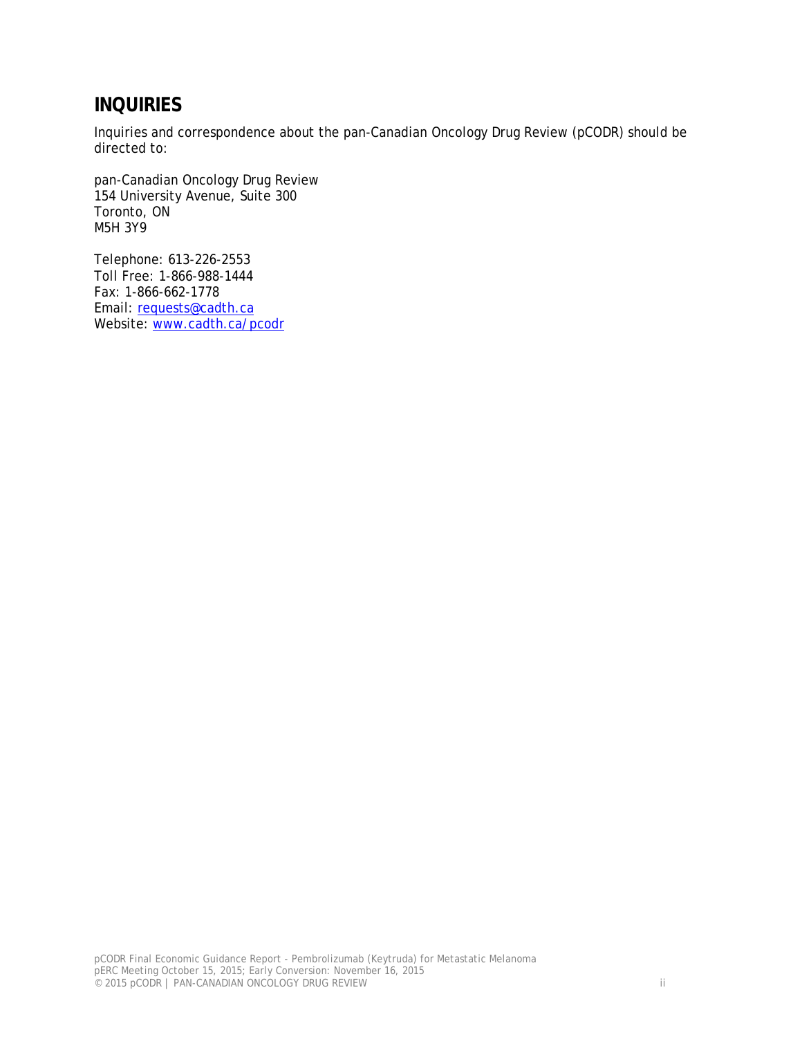# INQUIRIES

Inquiries and correspondence about the pan-Canadian Oncology Drug Review (pCODR) should be directed to:

pan-Canadian Oncology Drug Review
154 University Avenue, Suite 300
Toronto, ON
M5H 3Y9

Telephone: 613-226-2553
Toll Free: 1-866-988-1444
Fax: 1-866-662-1778
Email: requests@cadth.ca
Website: www.cadth.ca/pcodr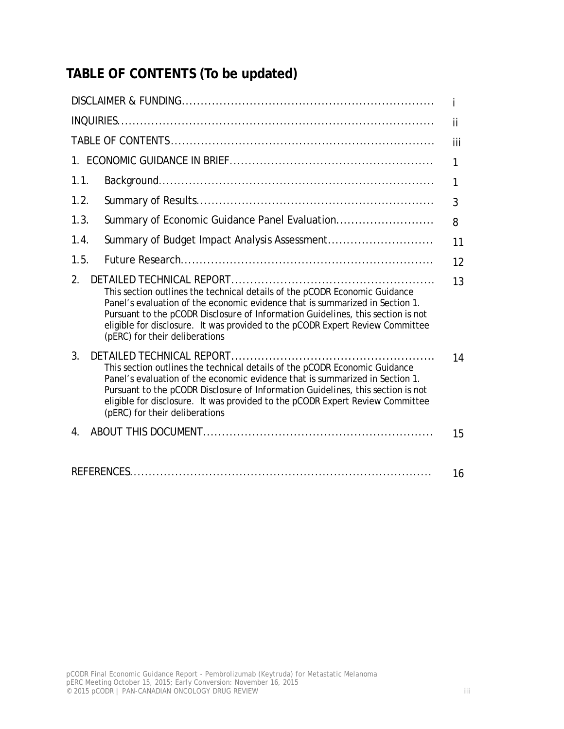# TABLE OF CONTENTS (To be updated)

| | | |
|---|---|---|
| DISCLAIMER & FUNDING | | i |
| INQUIRIES | | ii |
| TABLE OF CONTENTS | | iii |
| 1. ECONOMIC GUIDANCE IN BRIEF | | 1 |
| 1.1. | Background | 1 |
| 1.2. | Summary of Results | 3 |
| 1.3. | Summary of Economic Guidance Panel Evaluation | 8 |
| 1.4. | Summary of Budget Impact Analysis Assessment | 11 |
| 1.5. | Future Research | 12 |
| 2. | DETAILED TECHNICAL REPORT<br>This section outlines the technical details of the pCODR Economic Guidance Panel's evaluation of the economic evidence that is summarized in Section 1. Pursuant to the pCODR Disclosure of Information Guidelines, this section is not eligible for disclosure. It was provided to the pCODR Expert Review Committee (pERC) for their deliberations | 13 |
| 3. | DETAILED TECHNICAL REPORT<br>This section outlines the technical details of the pCODR Economic Guidance Panel's evaluation of the economic evidence that is summarized in Section 1. Pursuant to the pCODR Disclosure of Information Guidelines, this section is not eligible for disclosure. It was provided to the pCODR Expert Review Committee (pERC) for their deliberations | 14 |
| 4. | ABOUT THIS DOCUMENT | 15 |
| REFERENCES | | 16 |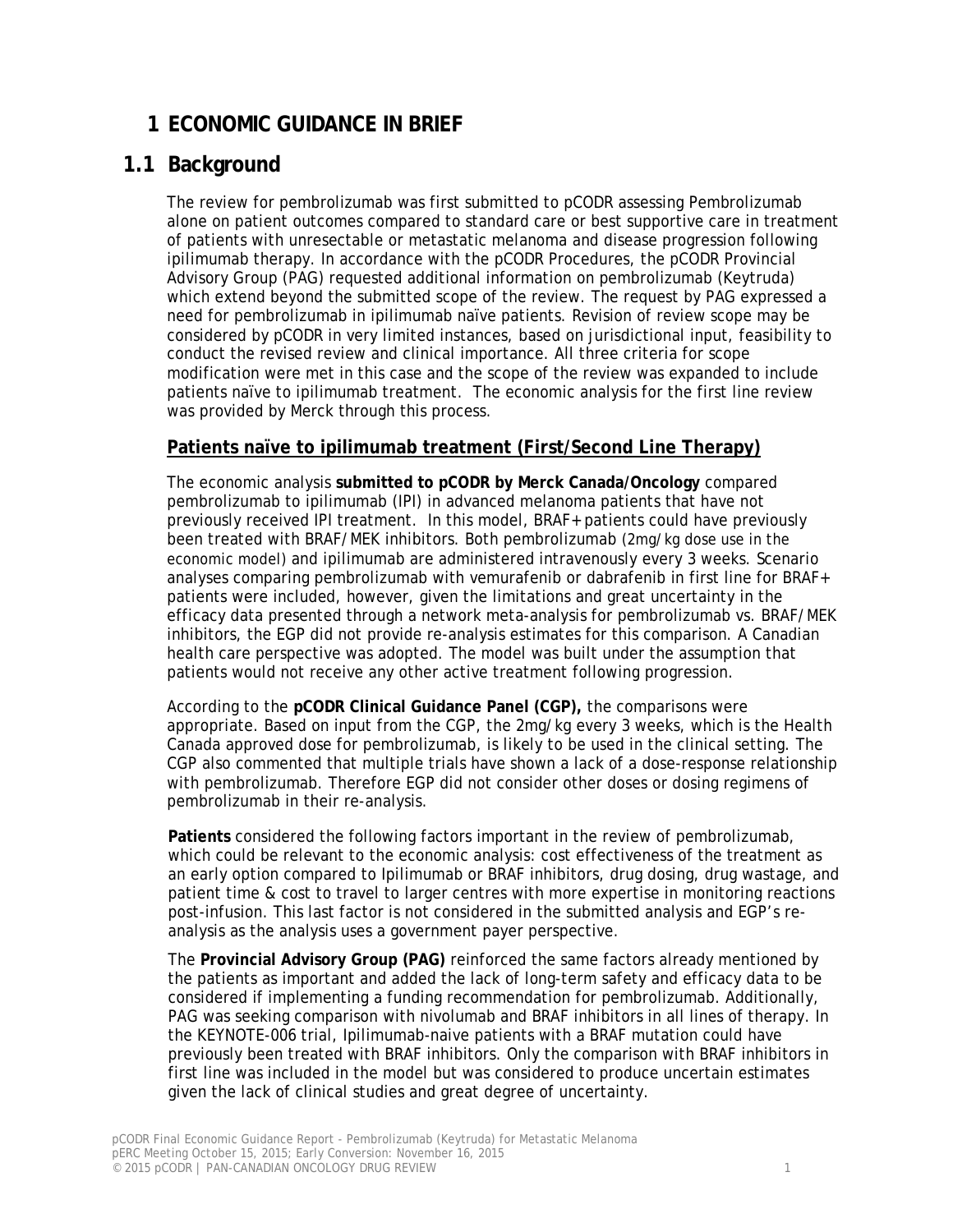# 1 ECONOMIC GUIDANCE IN BRIEF

## 1.1 Background

The review for pembrolizumab was first submitted to pCODR assessing Pembrolizumab alone on patient outcomes compared to standard care or best supportive care in treatment of patients with unresectable or metastatic melanoma and disease progression following ipilimumab therapy. In accordance with the pCODR Procedures, the pCODR Provincial Advisory Group (PAG) requested additional information on pembrolizumab (Keytruda) which extend beyond the submitted scope of the review. The request by PAG expressed a need for pembrolizumab in ipilimumab naïve patients. Revision of review scope may be considered by pCODR in very limited instances, based on jurisdictional input, feasibility to conduct the revised review and clinical importance. All three criteria for scope modification were met in this case and the scope of the review was expanded to include patients naïve to ipilimumab treatment. The economic analysis for the first line review was provided by Merck through this process.

### Patients naïve to ipilimumab treatment (First/Second Line Therapy)

The economic analysis **submitted to pCODR by Merck Canada/Oncology** compared pembrolizumab to ipilimumab (IPI) in advanced melanoma patients that have not previously received IPI treatment. In this model, BRAF+ patients could have previously been treated with BRAF/MEK inhibitors. Both pembrolizumab (2mg/kg dose use in the economic model) and ipilimumab are administered intravenously every 3 weeks. Scenario analyses comparing pembrolizumab with vemurafenib or dabrafenib in first line for BRAF+ patients were included, however, given the limitations and great uncertainty in the efficacy data presented through a network meta-analysis for pembrolizumab vs. BRAF/MEK inhibitors, the EGP did not provide re-analysis estimates for this comparison. A Canadian health care perspective was adopted. The model was built under the assumption that patients would not receive any other active treatment following progression.

According to the **pCODR Clinical Guidance Panel (CGP),** the comparisons were appropriate. Based on input from the CGP, the 2mg/kg every 3 weeks, which is the Health Canada approved dose for pembrolizumab, is likely to be used in the clinical setting. The CGP also commented that multiple trials have shown a lack of a dose-response relationship with pembrolizumab. Therefore EGP did not consider other doses or dosing regimens of pembrolizumab in their re-analysis.

**Patients** considered the following factors important in the review of pembrolizumab, which could be relevant to the economic analysis: cost effectiveness of the treatment as an early option compared to Ipilimumab or BRAF inhibitors, drug dosing, drug wastage, and patient time & cost to travel to larger centres with more expertise in monitoring reactions post-infusion. This last factor is not considered in the submitted analysis and EGP's re-analysis as the analysis uses a government payer perspective.

The **Provincial Advisory Group (PAG)** reinforced the same factors already mentioned by the patients as important and added the lack of long-term safety and efficacy data to be considered if implementing a funding recommendation for pembrolizumab. Additionally, PAG was seeking comparison with nivolumab and BRAF inhibitors in all lines of therapy. In the KEYNOTE-006 trial, Ipilimumab-naive patients with a BRAF mutation could have previously been treated with BRAF inhibitors. Only the comparison with BRAF inhibitors in first line was included in the model but was considered to produce uncertain estimates given the lack of clinical studies and great degree of uncertainty.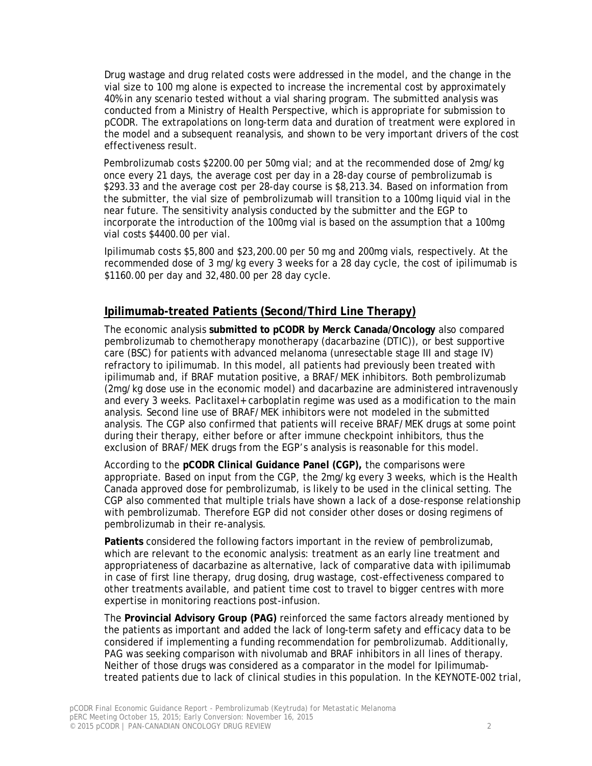Drug wastage and drug related costs were addressed in the model, and the change in the vial size to 100 mg alone is expected to increase the incremental cost by approximately 40% in any scenario tested without a vial sharing program. The submitted analysis was conducted from a Ministry of Health Perspective, which is appropriate for submission to pCODR. The extrapolations on long-term data and duration of treatment were explored in the model and a subsequent reanalysis, and shown to be very important drivers of the cost effectiveness result.

Pembrolizumab costs $2200.00 per 50mg vial; and at the recommended dose of 2mg/kg once every 21 days, the average cost per day in a 28-day course of pembrolizumab is $293.33 and the average cost per 28-day course is $8,213.34. Based on information from the submitter, the vial size of pembrolizumab will transition to a 100mg liquid vial in the near future. The sensitivity analysis conducted by the submitter and the EGP to incorporate the introduction of the 100mg vial is based on the assumption that a 100mg vial costs $4400.00 per vial.

Ipilimumab costs $5,800 and $23,200.00 per 50 mg and 200mg vials, respectively. At the recommended dose of 3 mg/kg every 3 weeks for a 28 day cycle, the cost of ipilimumab is $1160.00 per day and 32,480.00 per 28 day cycle.

## Ipilimumab-treated Patients (Second/Third Line Therapy)

The economic analysis **submitted to pCODR by Merck Canada/Oncology** also compared pembrolizumab to chemotherapy monotherapy (dacarbazine (DTIC)), or best supportive care (BSC) for patients with advanced melanoma (unresectable stage III and stage IV) refractory to ipilimumab. In this model, all patients had previously been treated with ipilimumab and, if BRAF mutation positive, a BRAF/MEK inhibitors. Both pembrolizumab (2mg/kg dose use in the economic model) and dacarbazine are administered intravenously and every 3 weeks. Paclitaxel+carboplatin regime was used as a modification to the main analysis. Second line use of BRAF/MEK inhibitors were not modeled in the submitted analysis. The CGP also confirmed that patients will receive BRAF/MEK drugs at some point during their therapy, either before or after immune checkpoint inhibitors, thus the exclusion of BRAF/MEK drugs from the EGP's analysis is reasonable for this model.

According to the **pCODR Clinical Guidance Panel (CGP),** the comparisons were appropriate. Based on input from the CGP, the 2mg/kg every 3 weeks, which is the Health Canada approved dose for pembrolizumab, is likely to be used in the clinical setting. The CGP also commented that multiple trials have shown a lack of a dose-response relationship with pembrolizumab. Therefore EGP did not consider other doses or dosing regimens of pembrolizumab in their re-analysis.

**Patients** considered the following factors important in the review of pembrolizumab, which are relevant to the economic analysis: treatment as an early line treatment and appropriateness of dacarbazine as alternative, lack of comparative data with ipilimumab in case of first line therapy, drug dosing, drug wastage, cost-effectiveness compared to other treatments available, and patient time cost to travel to bigger centres with more expertise in monitoring reactions post-infusion.

The **Provincial Advisory Group (PAG)** reinforced the same factors already mentioned by the patients as important and added the lack of long-term safety and efficacy data to be considered if implementing a funding recommendation for pembrolizumab. Additionally, PAG was seeking comparison with nivolumab and BRAF inhibitors in all lines of therapy. Neither of those drugs was considered as a comparator in the model for Ipilimumab-treated patients due to lack of clinical studies in this population. In the KEYNOTE-002 trial,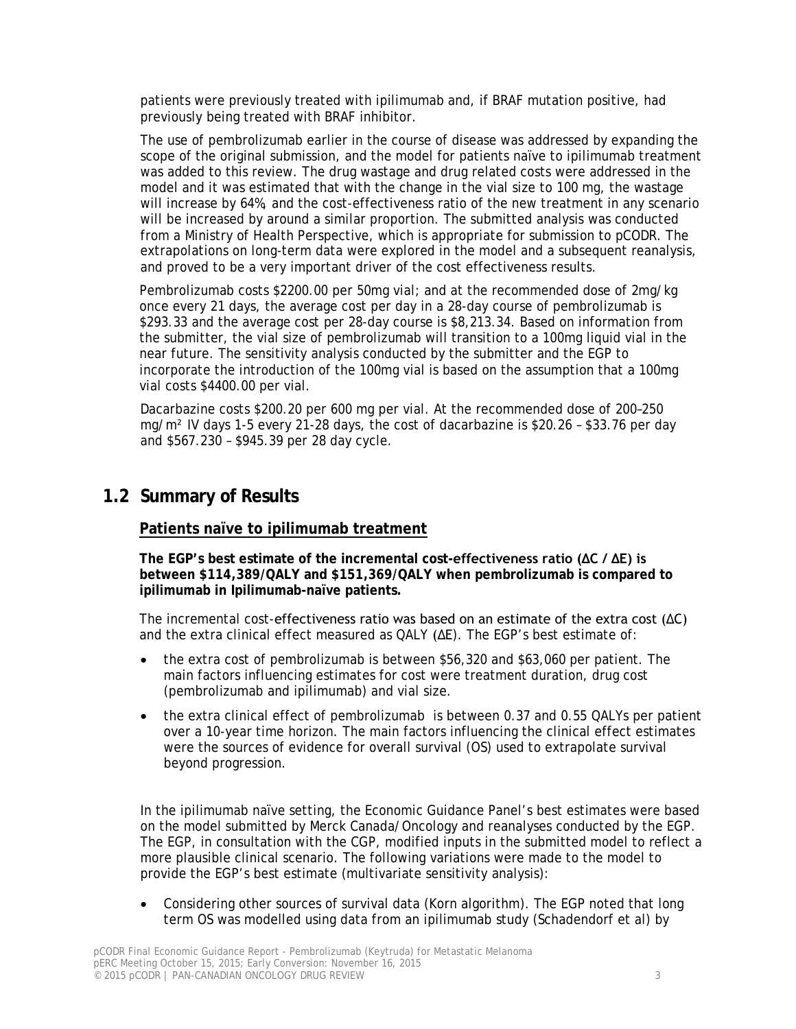patients were previously treated with ipilimumab and, if BRAF mutation positive, had previously being treated with BRAF inhibitor.

The use of pembrolizumab earlier in the course of disease was addressed by expanding the scope of the original submission, and the model for patients naïve to ipilimumab treatment was added to this review. The drug wastage and drug related costs were addressed in the model and it was estimated that with the change in the vial size to 100 mg, the wastage will increase by 64%, and the cost-effectiveness ratio of the new treatment in any scenario will be increased by around a similar proportion. The submitted analysis was conducted from a Ministry of Health Perspective, which is appropriate for submission to pCODR. The extrapolations on long-term data were explored in the model and a subsequent reanalysis, and proved to be a very important driver of the cost effectiveness results.

Pembrolizumab costs $2200.00 per 50mg vial; and at the recommended dose of 2mg/kg once every 21 days, the average cost per day in a 28-day course of pembrolizumab is $293.33 and the average cost per 28-day course is $8,213.34. Based on information from the submitter, the vial size of pembrolizumab will transition to a 100mg liquid vial in the near future. The sensitivity analysis conducted by the submitter and the EGP to incorporate the introduction of the 100mg vial is based on the assumption that a 100mg vial costs $4400.00 per vial.

Dacarbazine costs $200.20 per 600 mg per vial. At the recommended dose of 200–250 mg/m² IV days 1-5 every 21-28 days, the cost of dacarbazine is $20.26 – $33.76 per day and $567.230 – $945.39 per 28 day cycle.

## 1.2 Summary of Results

### Patients naïve to ipilimumab treatment

**The EGP's best estimate of the incremental cost-effectiveness ratio (ΔC / ΔE) is between $114,389/QALY and $151,369/QALY when pembrolizumab is compared to ipilimumab in Ipilimumab-naïve patients.**

The incremental cost-effectiveness ratio was based on an estimate of the extra cost (ΔC) and the extra clinical effect measured as QALY (ΔE). The EGP's best estimate of:

- the extra cost of pembrolizumab is between $56,320 and $63,060 per patient. The main factors influencing estimates for cost were treatment duration, drug cost (pembrolizumab and ipilimumab) and vial size.
- the extra clinical effect of pembrolizumab is between 0.37 and 0.55 QALYs per patient over a 10-year time horizon. The main factors influencing the clinical effect estimates were the sources of evidence for overall survival (OS) used to extrapolate survival beyond progression.

In the ipilimumab naïve setting, the Economic Guidance Panel's best estimates were based on the model submitted by Merck Canada/Oncology and reanalyses conducted by the EGP. The EGP, in consultation with the CGP, modified inputs in the submitted model to reflect a more plausible clinical scenario. The following variations were made to the model to provide the EGP's best estimate (multivariate sensitivity analysis):

- Considering other sources of survival data (Korn algorithm). The EGP noted that long term OS was modelled using data from an ipilimumab study (Schadendorf et al) by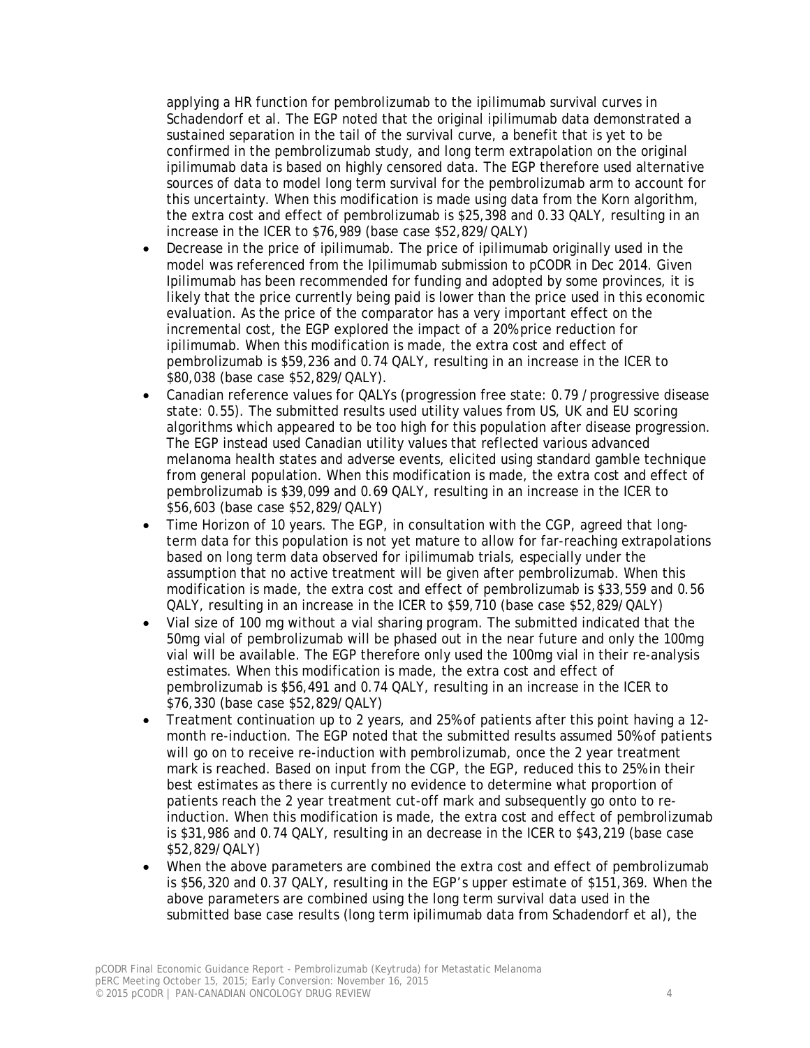applying a HR function for pembrolizumab to the ipilimumab survival curves in Schadendorf et al. The EGP noted that the original ipilimumab data demonstrated a sustained separation in the tail of the survival curve, a benefit that is yet to be confirmed in the pembrolizumab study, and long term extrapolation on the original ipilimumab data is based on highly censored data. The EGP therefore used alternative sources of data to model long term survival for the pembrolizumab arm to account for this uncertainty. When this modification is made using data from the Korn algorithm, the extra cost and effect of pembrolizumab is $25,398 and 0.33 QALY, resulting in an increase in the ICER to $76,989 (base case $52,829/QALY)

- Decrease in the price of ipilimumab. The price of ipilimumab originally used in the model was referenced from the Ipilimumab submission to pCODR in Dec 2014. Given Ipilimumab has been recommended for funding and adopted by some provinces, it is likely that the price currently being paid is lower than the price used in this economic evaluation. As the price of the comparator has a very important effect on the incremental cost, the EGP explored the impact of a 20% price reduction for ipilimumab. When this modification is made, the extra cost and effect of pembrolizumab is $59,236 and 0.74 QALY, resulting in an increase in the ICER to $80,038 (base case $52,829/QALY).
- Canadian reference values for QALYs (progression free state: 0.79 / progressive disease state: 0.55). The submitted results used utility values from US, UK and EU scoring algorithms which appeared to be too high for this population after disease progression. The EGP instead used Canadian utility values that reflected various advanced melanoma health states and adverse events, elicited using standard gamble technique from general population. When this modification is made, the extra cost and effect of pembrolizumab is $39,099 and 0.69 QALY, resulting in an increase in the ICER to $56,603 (base case $52,829/QALY)
- Time Horizon of 10 years. The EGP, in consultation with the CGP, agreed that long-term data for this population is not yet mature to allow for far-reaching extrapolations based on long term data observed for ipilimumab trials, especially under the assumption that no active treatment will be given after pembrolizumab. When this modification is made, the extra cost and effect of pembrolizumab is $33,559 and 0.56 QALY, resulting in an increase in the ICER to $59,710 (base case $52,829/QALY)
- Vial size of 100 mg without a vial sharing program. The submitted indicated that the 50mg vial of pembrolizumab will be phased out in the near future and only the 100mg vial will be available. The EGP therefore only used the 100mg vial in their re-analysis estimates. When this modification is made, the extra cost and effect of pembrolizumab is $56,491 and 0.74 QALY, resulting in an increase in the ICER to $76,330 (base case $52,829/QALY)
- Treatment continuation up to 2 years, and 25% of patients after this point having a 12-month re-induction. The EGP noted that the submitted results assumed 50% of patients will go on to receive re-induction with pembrolizumab, once the 2 year treatment mark is reached. Based on input from the CGP, the EGP, reduced this to 25% in their best estimates as there is currently no evidence to determine what proportion of patients reach the 2 year treatment cut-off mark and subsequently go onto to re-induction. When this modification is made, the extra cost and effect of pembrolizumab is $31,986 and 0.74 QALY, resulting in an decrease in the ICER to $43,219 (base case $52,829/QALY)
- When the above parameters are combined the extra cost and effect of pembrolizumab is $56,320 and 0.37 QALY, resulting in the EGP's upper estimate of $151,369. When the above parameters are combined using the long term survival data used in the submitted base case results (long term ipilimumab data from Schadendorf et al), the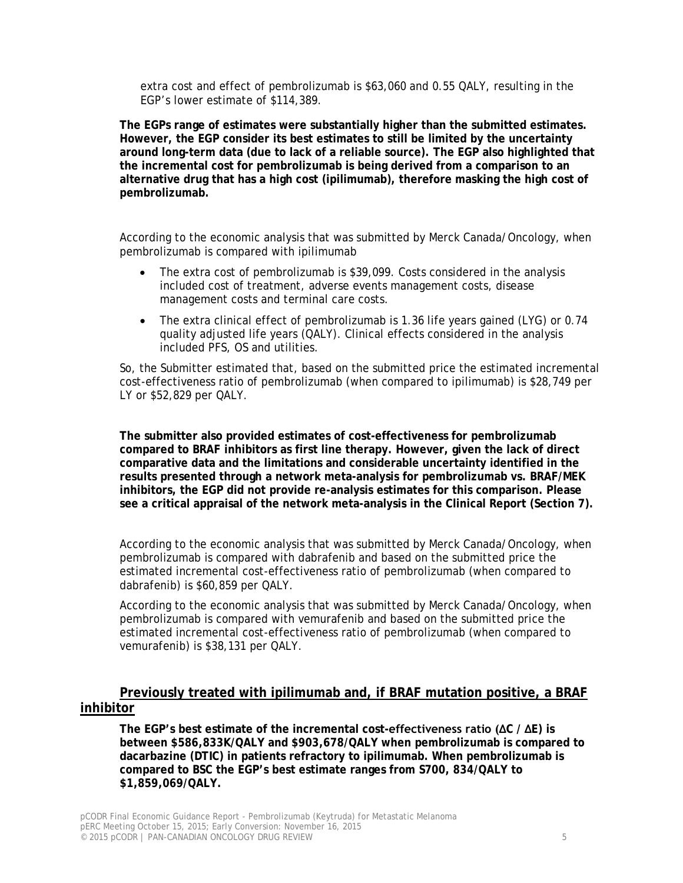extra cost and effect of pembrolizumab is $63,060 and 0.55 QALY, resulting in the EGP's lower estimate of $114,389.

**The EGPs range of estimates were substantially higher than the submitted estimates. However, the EGP consider its best estimates to still be limited by the uncertainty around long-term data (due to lack of a reliable source). The EGP also highlighted that the incremental cost for pembrolizumab is being derived from a comparison to an alternative drug that has a high cost (ipilimumab), therefore masking the high cost of pembrolizumab.**

According to the economic analysis that was submitted by Merck Canada/Oncology, when pembrolizumab is compared with ipilimumab

- The extra cost of pembrolizumab is $39,099. Costs considered in the analysis included cost of treatment, adverse events management costs, disease management costs and terminal care costs.
- The extra clinical effect of pembrolizumab is 1.36 life years gained (LYG) or 0.74 quality adjusted life years (QALY). Clinical effects considered in the analysis included PFS, OS and utilities.

So, the Submitter estimated that, based on the submitted price the estimated incremental cost-effectiveness ratio of pembrolizumab (when compared to ipilimumab) is $28,749 per LY or $52,829 per QALY.

**The submitter also provided estimates of cost-effectiveness for pembrolizumab compared to BRAF inhibitors as first line therapy. However, given the lack of direct comparative data and the limitations and considerable uncertainty identified in the results presented through a network meta-analysis for pembrolizumab vs. BRAF/MEK inhibitors, the EGP did not provide re-analysis estimates for this comparison. Please see a critical appraisal of the network meta-analysis in the Clinical Report (Section 7).**

According to the economic analysis that was submitted by Merck Canada/Oncology, when pembrolizumab is compared with dabrafenib and based on the submitted price the estimated incremental cost-effectiveness ratio of pembrolizumab (when compared to dabrafenib) is $60,859 per QALY.

According to the economic analysis that was submitted by Merck Canada/Oncology, when pembrolizumab is compared with vemurafenib and based on the submitted price the estimated incremental cost-effectiveness ratio of pembrolizumab (when compared to vemurafenib) is $38,131 per QALY.

## Previously treated with ipilimumab and, if BRAF mutation positive, a BRAF inhibitor

**The EGP's best estimate of the incremental cost-effectiveness ratio ($\Delta C$ / $\Delta E$) is between $586,833K/QALY and $903,678/QALY when pembrolizumab is compared to dacarbazine (DTIC) in patients refractory to ipilimumab. When pembrolizumab is compared to BSC the EGP's best estimate ranges from S700, 834/QALY to $1,859,069/QALY.**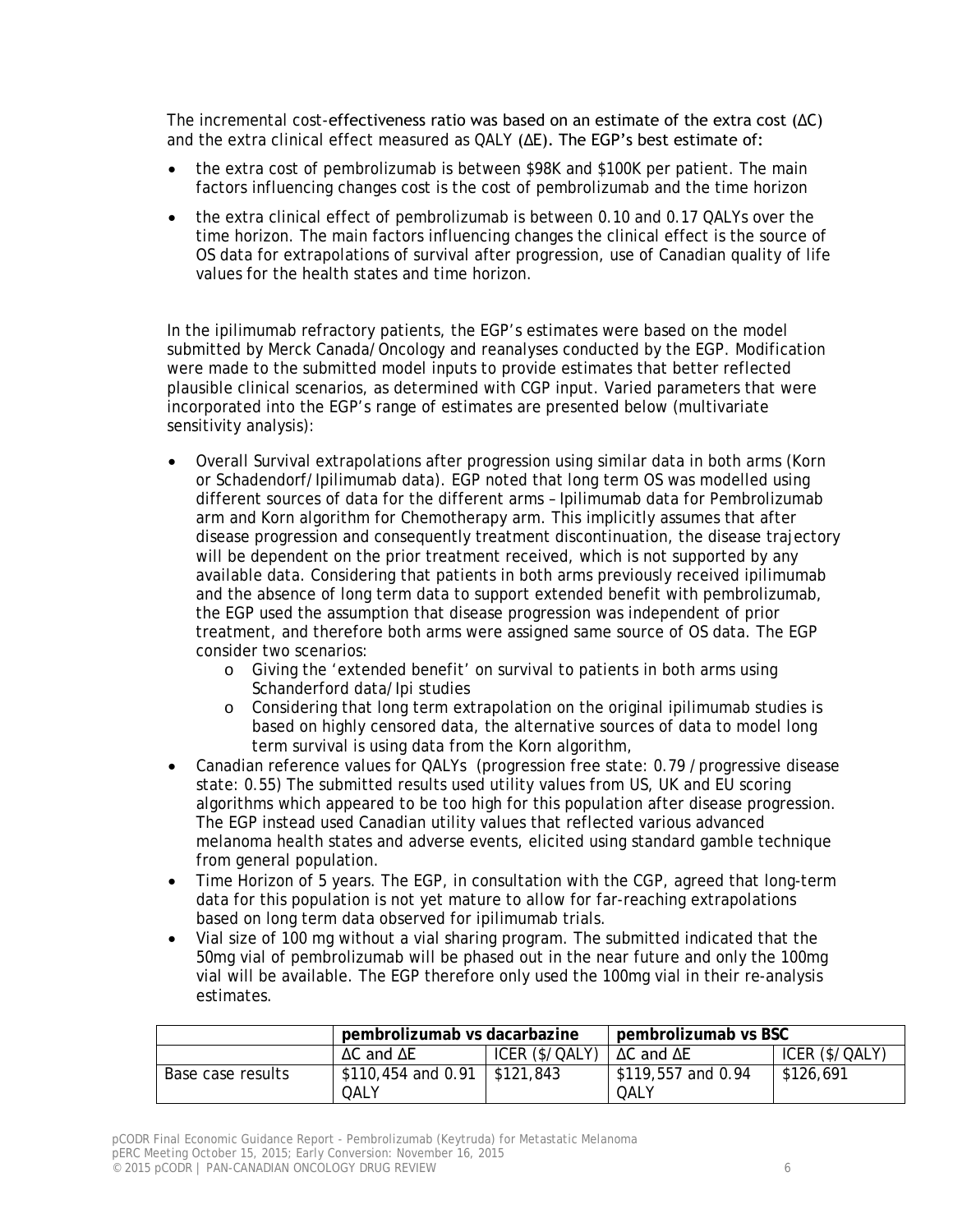The incremental cost-effectiveness ratio was based on an estimate of the extra cost (ΔC) and the extra clinical effect measured as QALY (ΔE). The EGP's best estimate of:

- the extra cost of pembrolizumab is between $98K and $100K per patient. The main factors influencing changes cost is the cost of pembrolizumab and the time horizon
- the extra clinical effect of pembrolizumab is between 0.10 and 0.17 QALYs over the time horizon. The main factors influencing changes the clinical effect is the source of OS data for extrapolations of survival after progression, use of Canadian quality of life values for the health states and time horizon.

In the ipilimumab refractory patients, the EGP's estimates were based on the model submitted by Merck Canada/Oncology and reanalyses conducted by the EGP. Modification were made to the submitted model inputs to provide estimates that better reflected plausible clinical scenarios, as determined with CGP input. Varied parameters that were incorporated into the EGP's range of estimates are presented below (multivariate sensitivity analysis):

- Overall Survival extrapolations after progression using similar data in both arms (Korn or Schadendorf/Ipilimumab data). EGP noted that long term OS was modelled using different sources of data for the different arms – Ipilimumab data for Pembrolizumab arm and Korn algorithm for Chemotherapy arm. This implicitly assumes that after disease progression and consequently treatment discontinuation, the disease trajectory will be dependent on the prior treatment received, which is not supported by any available data. Considering that patients in both arms previously received ipilimumab and the absence of long term data to support extended benefit with pembrolizumab, the EGP used the assumption that disease progression was independent of prior treatment, and therefore both arms were assigned same source of OS data. The EGP consider two scenarios:
  - Giving the 'extended benefit' on survival to patients in both arms using Schanderford data/Ipi studies
  - Considering that long term extrapolation on the original ipilimumab studies is based on highly censored data, the alternative sources of data to model long term survival is using data from the Korn algorithm,
- Canadian reference values for QALYs (progression free state: 0.79 / progressive disease state: 0.55) The submitted results used utility values from US, UK and EU scoring algorithms which appeared to be too high for this population after disease progression. The EGP instead used Canadian utility values that reflected various advanced melanoma health states and adverse events, elicited using standard gamble technique from general population.
- Time Horizon of 5 years. The EGP, in consultation with the CGP, agreed that long-term data for this population is not yet mature to allow for far-reaching extrapolations based on long term data observed for ipilimumab trials.
- Vial size of 100 mg without a vial sharing program. The submitted indicated that the 50mg vial of pembrolizumab will be phased out in the near future and only the 100mg vial will be available. The EGP therefore only used the 100mg vial in their re-analysis estimates.

| | **pembrolizumab vs dacarbazine** | | **pembrolizumab vs BSC** | |
|---|---|---|---|---|
| | ΔC and ΔE | ICER ($/QALY) | ΔC and ΔE | ICER ($/QALY) |
| Base case results | $110,454 and 0.91 QALY | $121,843 | $119,557 and 0.94 QALY | $126,691 |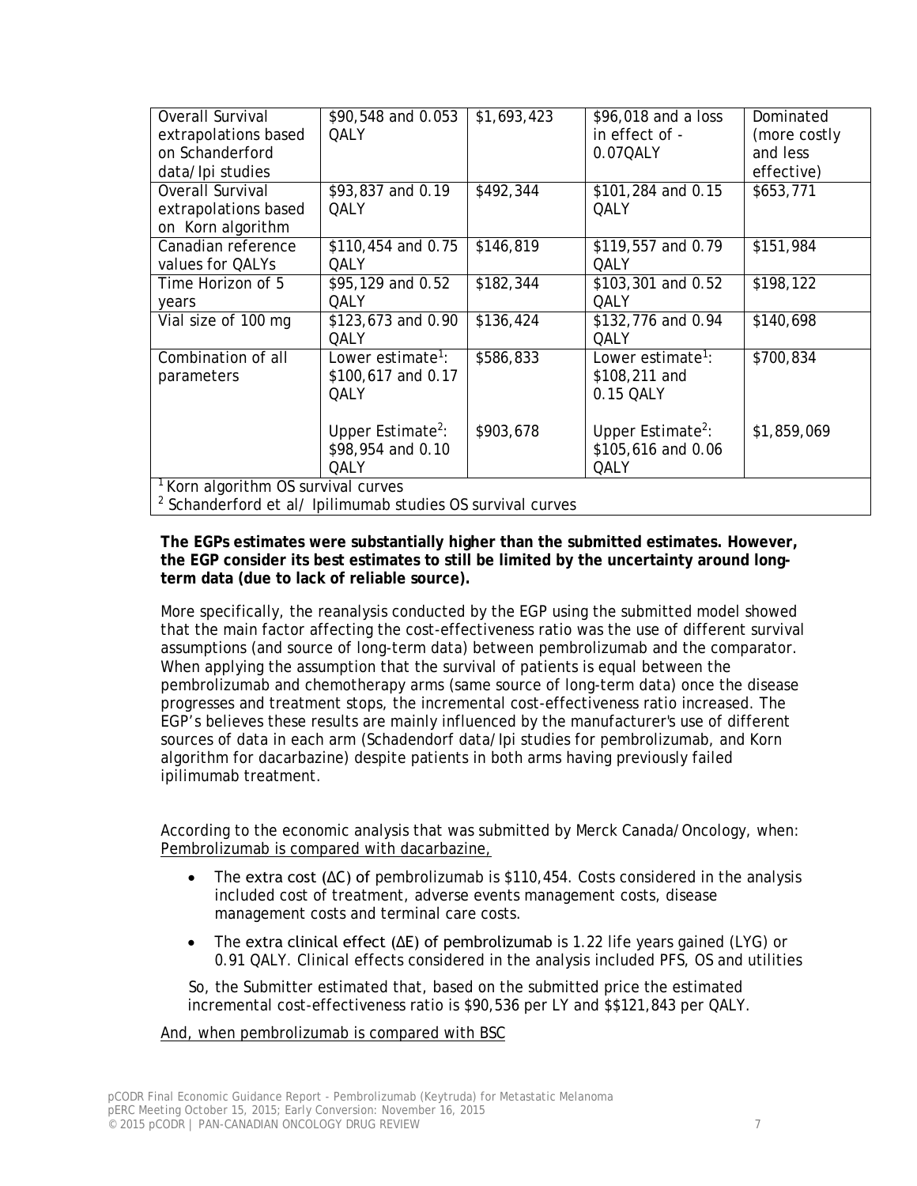| | | | | |
|---|---|---|---|---|
| Overall Survival extrapolations based on Schanderford data/Ipi studies | \$90,548 and 0.053 QALY | \$1,693,423 | \$96,018 and a loss in effect of -0.07QALY | Dominated (more costly and less effective) |
| Overall Survival extrapolations based on Korn algorithm | \$93,837 and 0.19 QALY | \$492,344 | \$101,284 and 0.15 QALY | \$653,771 |
| Canadian reference values for QALYs | \$110,454 and 0.75 QALY | \$146,819 | \$119,557 and 0.79 QALY | \$151,984 |
| Time Horizon of 5 years | \$95,129 and 0.52 QALY | \$182,344 | \$103,301 and 0.52 QALY | \$198,122 |
| Vial size of 100 mg | \$123,673 and 0.90 QALY | \$136,424 | \$132,776 and 0.94 QALY | \$140,698 |
| Combination of all parameters | Lower estimate[1]: \$100,617 and 0.17 QALY | \$586,833 | Lower estimate[1]: \$108,211 and 0.15 QALY | \$700,834 |
| | Upper Estimate[2]: \$98,954 and 0.10 QALY | \$903,678 | Upper Estimate[2]: \$105,616 and 0.06 QALY | \$1,859,069 |

[1] Korn algorithm OS survival curves
[2] Schanderford et al/ Ipilimumab studies OS survival curves

**The EGPs estimates were substantially higher than the submitted estimates. However, the EGP consider its best estimates to still be limited by the uncertainty around long-term data (due to lack of reliable source).**

More specifically, the reanalysis conducted by the EGP using the submitted model showed that the main factor affecting the cost-effectiveness ratio was the use of different survival assumptions (and source of long-term data) between pembrolizumab and the comparator. When applying the assumption that the survival of patients is equal between the pembrolizumab and chemotherapy arms (same source of long-term data) once the disease progresses and treatment stops, the incremental cost-effectiveness ratio increased. The EGP's believes these results are mainly influenced by the manufacturer's use of different sources of data in each arm (Schadendorf data/Ipi studies for pembrolizumab, and Korn algorithm for dacarbazine) despite patients in both arms having previously failed ipilimumab treatment.

According to the economic analysis that was submitted by Merck Canada/Oncology, when: <u>Pembrolizumab is compared with dacarbazine,</u>

- The extra cost (ΔC) of pembrolizumab is \$110,454. Costs considered in the analysis included cost of treatment, adverse events management costs, disease management costs and terminal care costs.
- The extra clinical effect (ΔE) of pembrolizumab is 1.22 life years gained (LYG) or 0.91 QALY. Clinical effects considered in the analysis included PFS, OS and utilities

So, the Submitter estimated that, based on the submitted price the estimated incremental cost-effectiveness ratio is \$90,536 per LY and \$\$121,843 per QALY.

<u>And, when pembrolizumab is compared with BSC</u>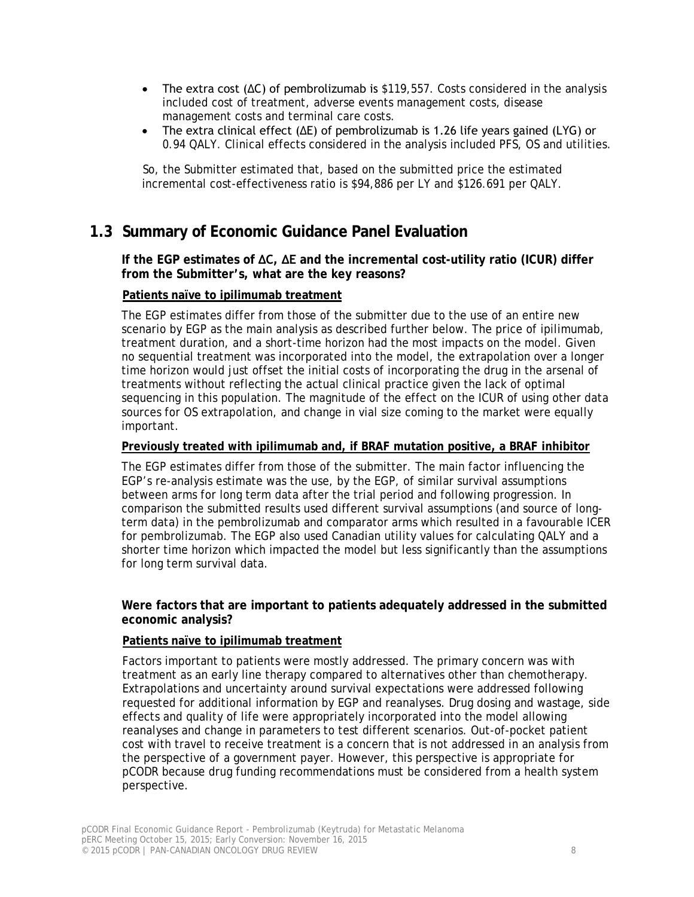- The extra cost (ΔC) of pembrolizumab is $119,557. Costs considered in the analysis included cost of treatment, adverse events management costs, disease management costs and terminal care costs.
- The extra clinical effect (ΔE) of pembrolizumab is 1.26 life years gained (LYG) or 0.94 QALY. Clinical effects considered in the analysis included PFS, OS and utilities.

So, the Submitter estimated that, based on the submitted price the estimated incremental cost-effectiveness ratio is $94,886 per LY and $126.691 per QALY.

## 1.3 Summary of Economic Guidance Panel Evaluation

**If the EGP estimates of ΔC, ΔE and the incremental cost-utility ratio (ICUR) differ from the Submitter's, what are the key reasons?**

**Patients naïve to ipilimumab treatment**

The EGP estimates differ from those of the submitter due to the use of an entire new scenario by EGP as the main analysis as described further below. The price of ipilimumab, treatment duration, and a short-time horizon had the most impacts on the model. Given no sequential treatment was incorporated into the model, the extrapolation over a longer time horizon would just offset the initial costs of incorporating the drug in the arsenal of treatments without reflecting the actual clinical practice given the lack of optimal sequencing in this population. The magnitude of the effect on the ICUR of using other data sources for OS extrapolation, and change in vial size coming to the market were equally important.

**Previously treated with ipilimumab and, if BRAF mutation positive, a BRAF inhibitor**

The EGP estimates differ from those of the submitter. The main factor influencing the EGP's re-analysis estimate was the use, by the EGP, of similar survival assumptions between arms for long term data after the trial period and following progression. In comparison the submitted results used different survival assumptions (and source of long-term data) in the pembrolizumab and comparator arms which resulted in a favourable ICER for pembrolizumab. The EGP also used Canadian utility values for calculating QALY and a shorter time horizon which impacted the model but less significantly than the assumptions for long term survival data.

**Were factors that are important to patients adequately addressed in the submitted economic analysis?**

**Patients naïve to ipilimumab treatment**

Factors important to patients were mostly addressed. The primary concern was with treatment as an early line therapy compared to alternatives other than chemotherapy. Extrapolations and uncertainty around survival expectations were addressed following requested for additional information by EGP and reanalyses. Drug dosing and wastage, side effects and quality of life were appropriately incorporated into the model allowing reanalyses and change in parameters to test different scenarios. Out-of-pocket patient cost with travel to receive treatment is a concern that is not addressed in an analysis from the perspective of a government payer. However, this perspective is appropriate for pCODR because drug funding recommendations must be considered from a health system perspective.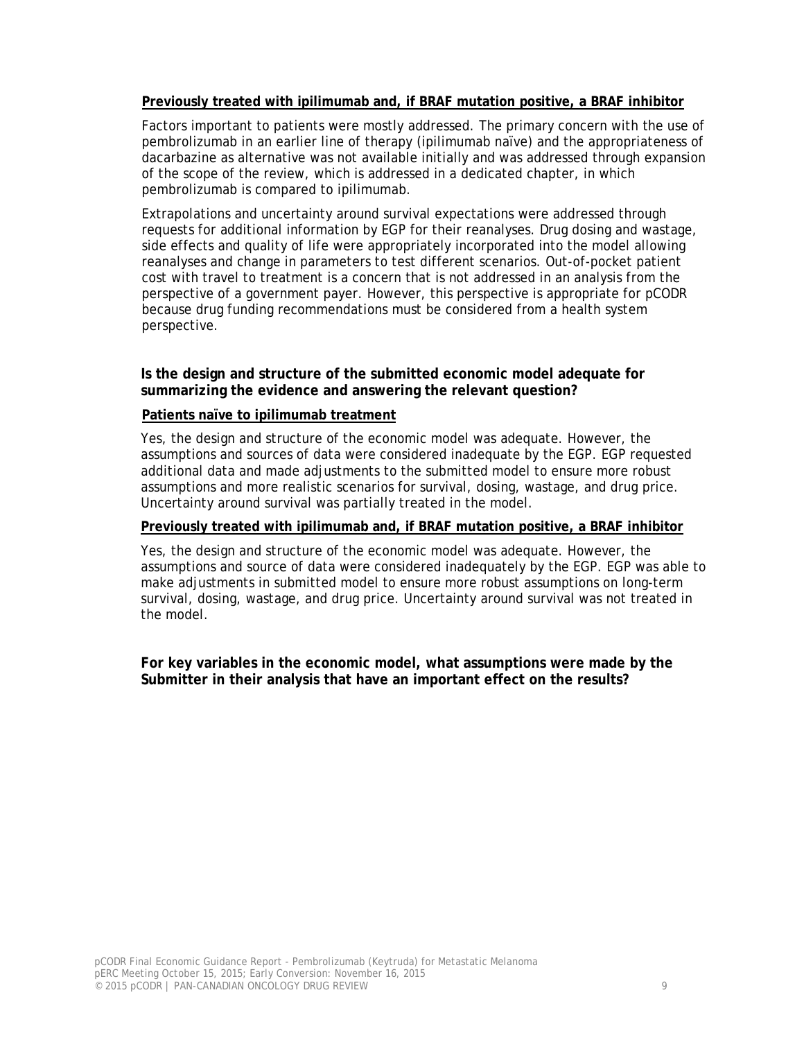**Previously treated with ipilimumab and, if BRAF mutation positive, a BRAF inhibitor**

Factors important to patients were mostly addressed. The primary concern with the use of pembrolizumab in an earlier line of therapy (ipilimumab naïve) and the appropriateness of dacarbazine as alternative was not available initially and was addressed through expansion of the scope of the review, which is addressed in a dedicated chapter, in which pembrolizumab is compared to ipilimumab.

Extrapolations and uncertainty around survival expectations were addressed through requests for additional information by EGP for their reanalyses. Drug dosing and wastage, side effects and quality of life were appropriately incorporated into the model allowing reanalyses and change in parameters to test different scenarios. Out-of-pocket patient cost with travel to treatment is a concern that is not addressed in an analysis from the perspective of a government payer. However, this perspective is appropriate for pCODR because drug funding recommendations must be considered from a health system perspective.

**Is the design and structure of the submitted economic model adequate for summarizing the evidence and answering the relevant question?**

**Patients naïve to ipilimumab treatment**

Yes, the design and structure of the economic model was adequate. However, the assumptions and sources of data were considered inadequate by the EGP. EGP requested additional data and made adjustments to the submitted model to ensure more robust assumptions and more realistic scenarios for survival, dosing, wastage, and drug price. Uncertainty around survival was partially treated in the model.

**Previously treated with ipilimumab and, if BRAF mutation positive, a BRAF inhibitor**

Yes, the design and structure of the economic model was adequate. However, the assumptions and source of data were considered inadequately by the EGP. EGP was able to make adjustments in submitted model to ensure more robust assumptions on long-term survival, dosing, wastage, and drug price. Uncertainty around survival was not treated in the model.

**For key variables in the economic model, what assumptions were made by the Submitter in their analysis that have an important effect on the results?**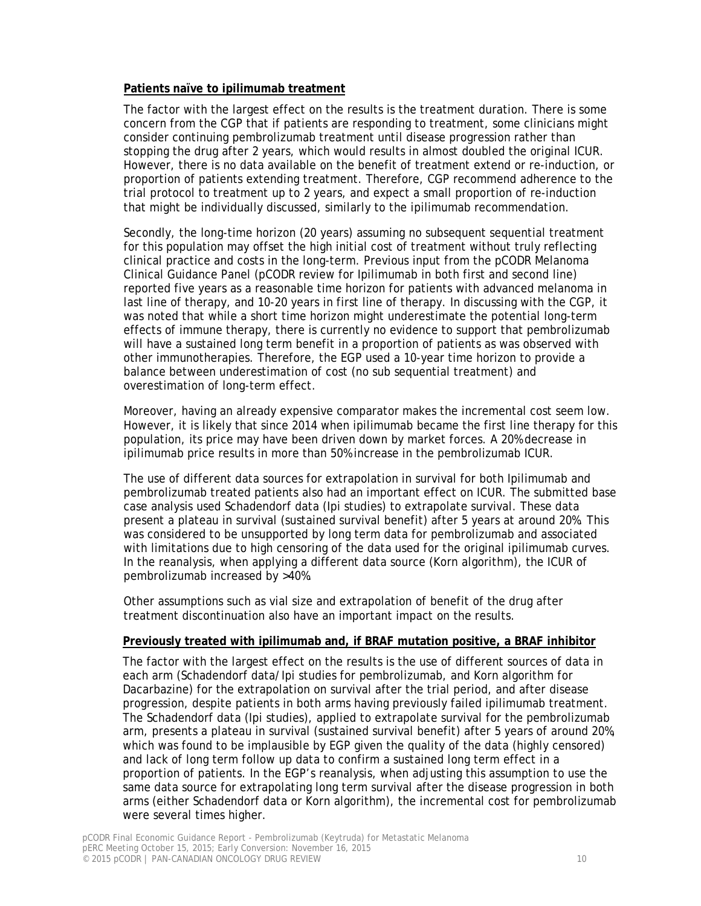**Patients naïve to ipilimumab treatment**

The factor with the largest effect on the results is the treatment duration. There is some concern from the CGP that if patients are responding to treatment, some clinicians might consider continuing pembrolizumab treatment until disease progression rather than stopping the drug after 2 years, which would results in almost doubled the original ICUR. However, there is no data available on the benefit of treatment extend or re-induction, or proportion of patients extending treatment. Therefore, CGP recommend adherence to the trial protocol to treatment up to 2 years, and expect a small proportion of re-induction that might be individually discussed, similarly to the ipilimumab recommendation.

Secondly, the long-time horizon (20 years) assuming no subsequent sequential treatment for this population may offset the high initial cost of treatment without truly reflecting clinical practice and costs in the long-term. Previous input from the pCODR Melanoma Clinical Guidance Panel (pCODR review for Ipilimumab in both first and second line) reported five years as a reasonable time horizon for patients with advanced melanoma in last line of therapy, and 10-20 years in first line of therapy. In discussing with the CGP, it was noted that while a short time horizon might underestimate the potential long-term effects of immune therapy, there is currently no evidence to support that pembrolizumab will have a sustained long term benefit in a proportion of patients as was observed with other immunotherapies. Therefore, the EGP used a 10-year time horizon to provide a balance between underestimation of cost (no sub sequential treatment) and overestimation of long-term effect.

Moreover, having an already expensive comparator makes the incremental cost seem low. However, it is likely that since 2014 when ipilimumab became the first line therapy for this population, its price may have been driven down by market forces. A 20% decrease in ipilimumab price results in more than 50% increase in the pembrolizumab ICUR.

The use of different data sources for extrapolation in survival for both Ipilimumab and pembrolizumab treated patients also had an important effect on ICUR. The submitted base case analysis used Schadendorf data (Ipi studies) to extrapolate survival. These data present a plateau in survival (sustained survival benefit) after 5 years at around 20%. This was considered to be unsupported by long term data for pembrolizumab and associated with limitations due to high censoring of the data used for the original ipilimumab curves. In the reanalysis, when applying a different data source (Korn algorithm), the ICUR of pembrolizumab increased by >40%.

Other assumptions such as vial size and extrapolation of benefit of the drug after treatment discontinuation also have an important impact on the results.

**Previously treated with ipilimumab and, if BRAF mutation positive, a BRAF inhibitor**

The factor with the largest effect on the results is the use of different sources of data in each arm (Schadendorf data/Ipi studies for pembrolizumab, and Korn algorithm for Dacarbazine) for the extrapolation on survival after the trial period, and after disease progression, despite patients in both arms having previously failed ipilimumab treatment. The Schadendorf data (Ipi studies), applied to extrapolate survival for the pembrolizumab arm, presents a plateau in survival (sustained survival benefit) after 5 years of around 20%, which was found to be implausible by EGP given the quality of the data (highly censored) and lack of long term follow up data to confirm a sustained long term effect in a proportion of patients. In the EGP's reanalysis, when adjusting this assumption to use the same data source for extrapolating long term survival after the disease progression in both arms (either Schadendorf data or Korn algorithm), the incremental cost for pembrolizumab were several times higher.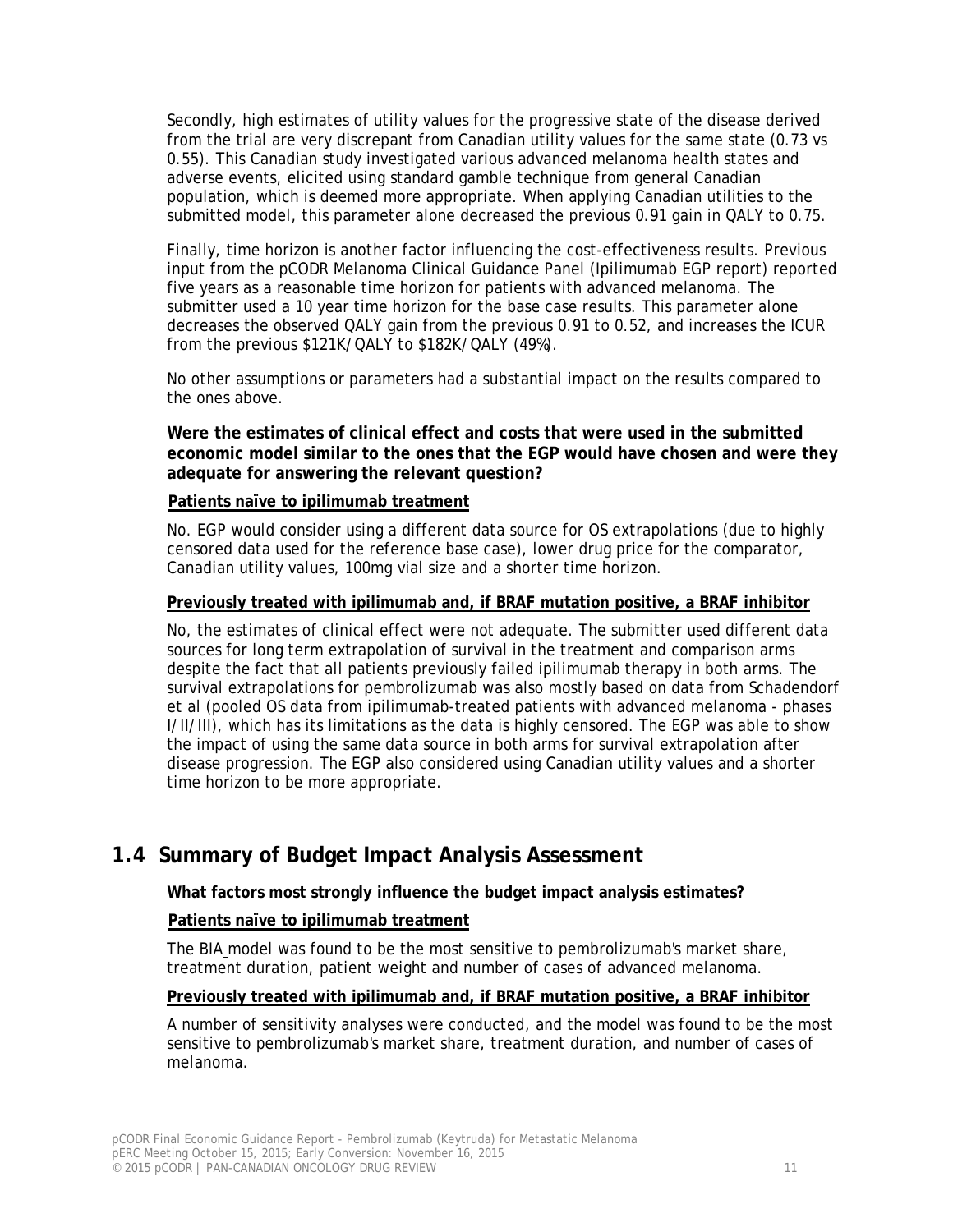Secondly, high estimates of utility values for the progressive state of the disease derived from the trial are very discrepant from Canadian utility values for the same state (0.73 vs 0.55). This Canadian study investigated various advanced melanoma health states and adverse events, elicited using standard gamble technique from general Canadian population, which is deemed more appropriate. When applying Canadian utilities to the submitted model, this parameter alone decreased the previous 0.91 gain in QALY to 0.75.

Finally, time horizon is another factor influencing the cost-effectiveness results. Previous input from the pCODR Melanoma Clinical Guidance Panel (Ipilimumab EGP report) reported five years as a reasonable time horizon for patients with advanced melanoma. The submitter used a 10 year time horizon for the base case results. This parameter alone decreases the observed QALY gain from the previous 0.91 to 0.52, and increases the ICUR from the previous $121K/QALY to $182K/QALY (49%).

No other assumptions or parameters had a substantial impact on the results compared to the ones above.

**Were the estimates of clinical effect and costs that were used in the submitted economic model similar to the ones that the EGP would have chosen and were they adequate for answering the relevant question?**

**Patients naïve to ipilimumab treatment**

No. EGP would consider using a different data source for OS extrapolations (due to highly censored data used for the reference base case), lower drug price for the comparator, Canadian utility values, 100mg vial size and a shorter time horizon.

**Previously treated with ipilimumab and, if BRAF mutation positive, a BRAF inhibitor**

No, the estimates of clinical effect were not adequate. The submitter used different data sources for long term extrapolation of survival in the treatment and comparison arms despite the fact that all patients previously failed ipilimumab therapy in both arms. The survival extrapolations for pembrolizumab was also mostly based on data from Schadendorf et al (pooled OS data from ipilimumab-treated patients with advanced melanoma - phases I/II/III), which has its limitations as the data is highly censored. The EGP was able to show the impact of using the same data source in both arms for survival extrapolation after disease progression. The EGP also considered using Canadian utility values and a shorter time horizon to be more appropriate.

## 1.4 Summary of Budget Impact Analysis Assessment

**What factors most strongly influence the budget impact analysis estimates?**

**Patients naïve to ipilimumab treatment**

The BIA model was found to be the most sensitive to pembrolizumab's market share, treatment duration, patient weight and number of cases of advanced melanoma.

**Previously treated with ipilimumab and, if BRAF mutation positive, a BRAF inhibitor**

A number of sensitivity analyses were conducted, and the model was found to be the most sensitive to pembrolizumab's market share, treatment duration, and number of cases of melanoma.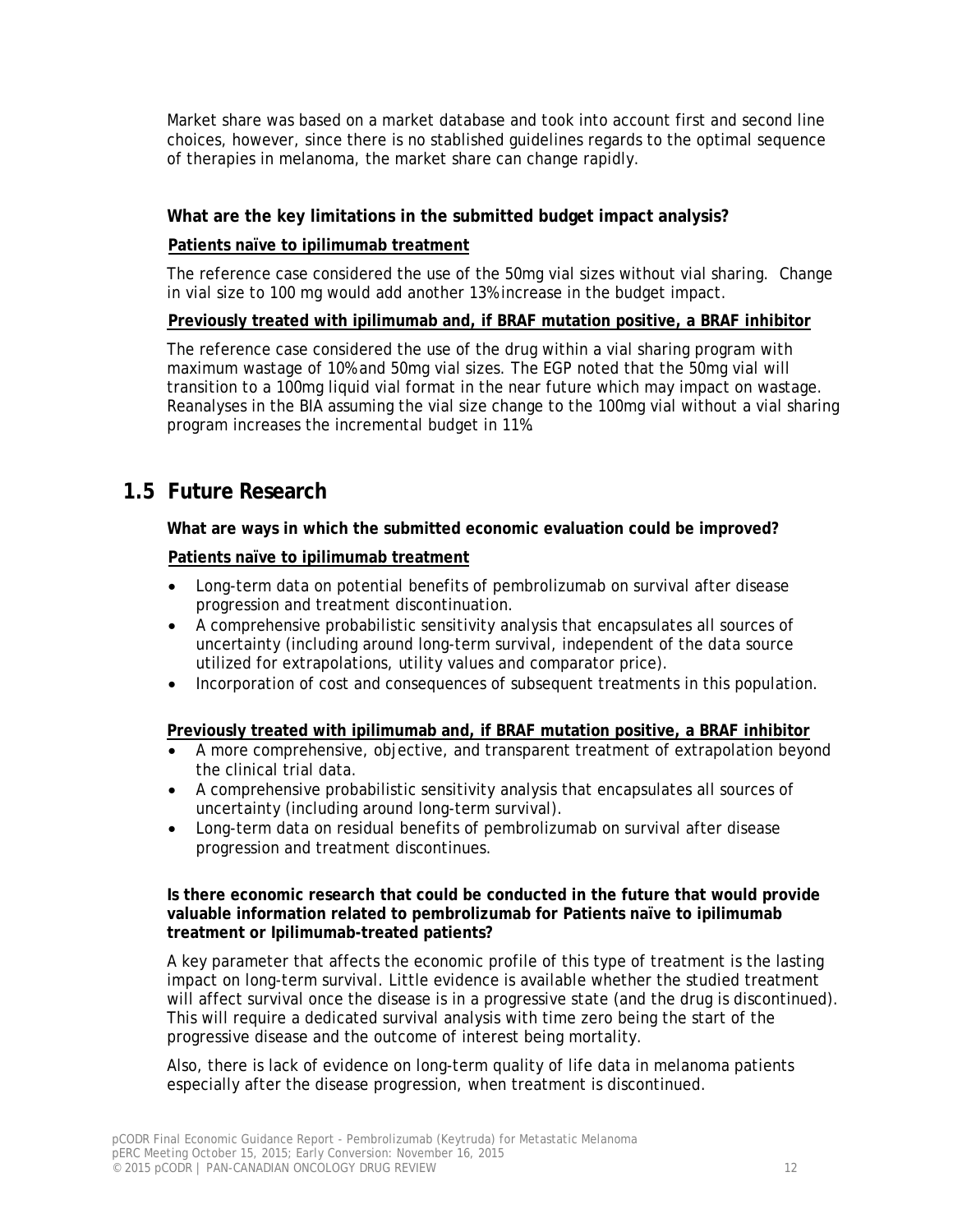Market share was based on a market database and took into account first and second line choices, however, since there is no stablished guidelines regards to the optimal sequence of therapies in melanoma, the market share can change rapidly.

**What are the key limitations in the submitted budget impact analysis?**

**Patients naïve to ipilimumab treatment**

The reference case considered the use of the 50mg vial sizes without vial sharing. Change in vial size to 100 mg would add another 13% increase in the budget impact.

**Previously treated with ipilimumab and, if BRAF mutation positive, a BRAF inhibitor**

The reference case considered the use of the drug within a vial sharing program with maximum wastage of 10% and 50mg vial sizes. The EGP noted that the 50mg vial will transition to a 100mg liquid vial format in the near future which may impact on wastage. Reanalyses in the BIA assuming the vial size change to the 100mg vial without a vial sharing program increases the incremental budget in 11%.

## 1.5 Future Research

**What are ways in which the submitted economic evaluation could be improved?**

**Patients naïve to ipilimumab treatment**

- Long-term data on potential benefits of pembrolizumab on survival after disease progression and treatment discontinuation.
- A comprehensive probabilistic sensitivity analysis that encapsulates all sources of uncertainty (including around long-term survival, independent of the data source utilized for extrapolations, utility values and comparator price).
- Incorporation of cost and consequences of subsequent treatments in this population.

**Previously treated with ipilimumab and, if BRAF mutation positive, a BRAF inhibitor**

- A more comprehensive, objective, and transparent treatment of extrapolation beyond the clinical trial data.
- A comprehensive probabilistic sensitivity analysis that encapsulates all sources of uncertainty (including around long-term survival).
- Long-term data on residual benefits of pembrolizumab on survival after disease progression and treatment discontinues.

**Is there economic research that could be conducted in the future that would provide valuable information related to pembrolizumab for Patients naïve to ipilimumab treatment or Ipilimumab-treated patients?**

A key parameter that affects the economic profile of this type of treatment is the lasting impact on long-term survival. Little evidence is available whether the studied treatment will affect survival once the disease is in a progressive state (and the drug is discontinued). This will require a dedicated survival analysis with time zero being the start of the progressive disease and the outcome of interest being mortality.

Also, there is lack of evidence on long-term quality of life data in melanoma patients especially after the disease progression, when treatment is discontinued.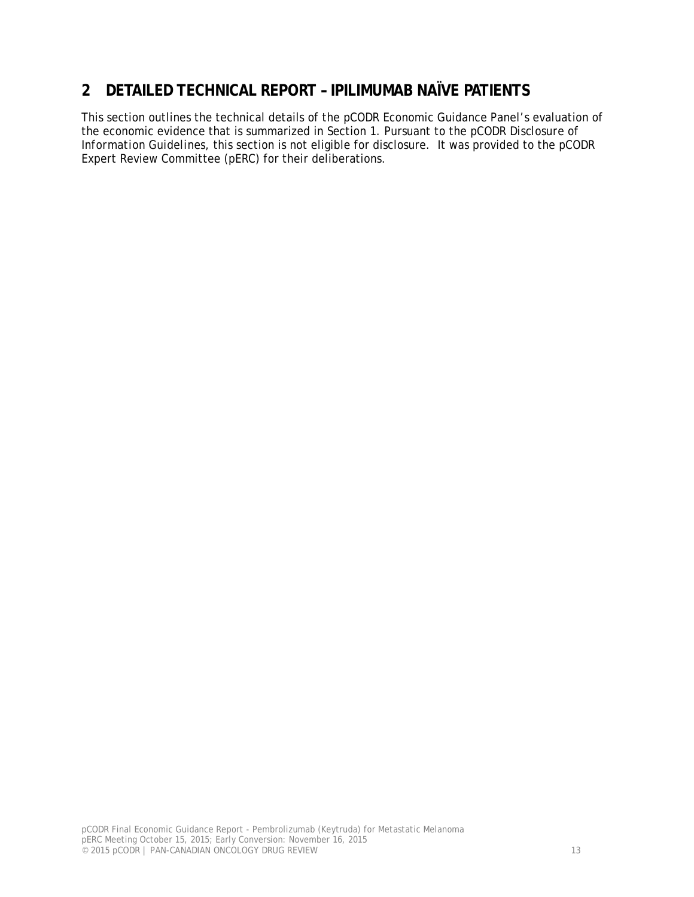# 2 DETAILED TECHNICAL REPORT – IPILIMUMAB NAÏVE PATIENTS

This section outlines the technical details of the pCODR Economic Guidance Panel's evaluation of the economic evidence that is summarized in Section 1. Pursuant to the pCODR Disclosure of Information Guidelines, this section is not eligible for disclosure. It was provided to the pCODR Expert Review Committee (pERC) for their deliberations.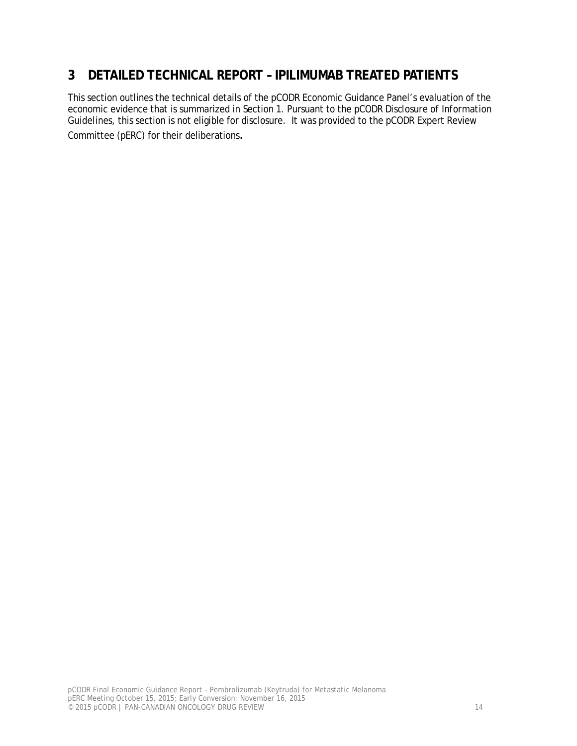# 3 DETAILED TECHNICAL REPORT – IPILIMUMAB TREATED PATIENTS

This section outlines the technical details of the pCODR Economic Guidance Panel's evaluation of the economic evidence that is summarized in Section 1. Pursuant to the pCODR Disclosure of Information Guidelines, this section is not eligible for disclosure. It was provided to the pCODR Expert Review Committee (pERC) for their deliberations.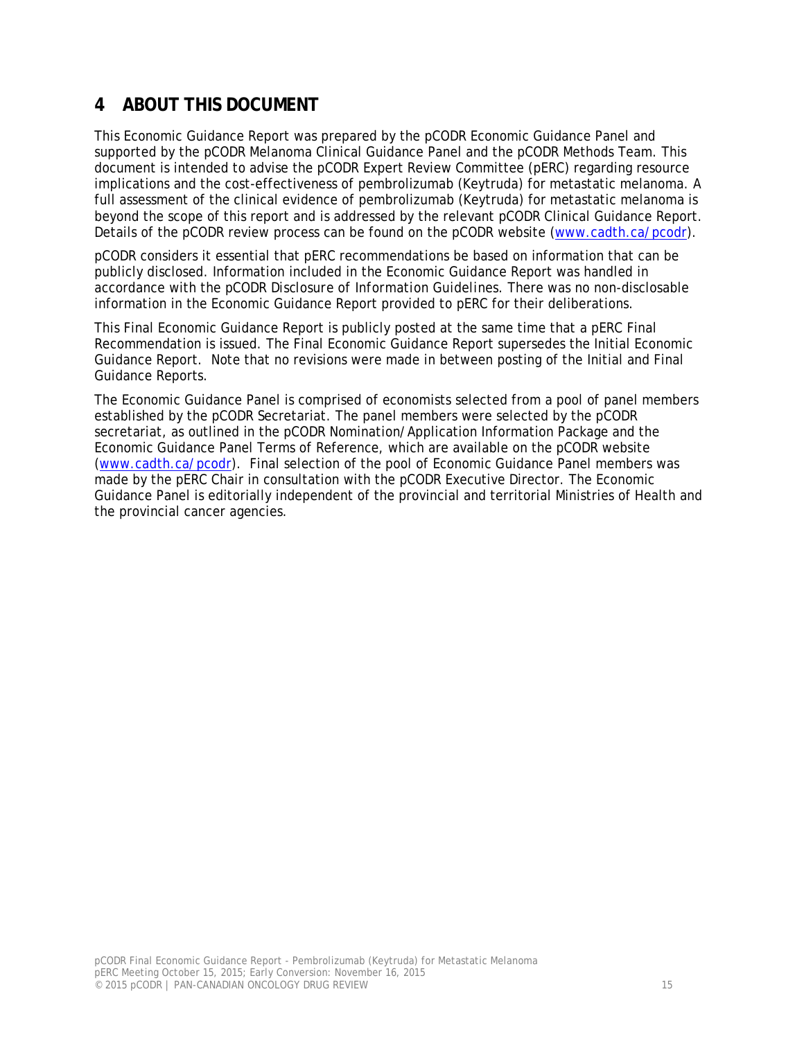# 4 ABOUT THIS DOCUMENT

This Economic Guidance Report was prepared by the pCODR Economic Guidance Panel and supported by the pCODR Melanoma Clinical Guidance Panel and the pCODR Methods Team. This document is intended to advise the pCODR Expert Review Committee (pERC) regarding resource implications and the cost-effectiveness of pembrolizumab (Keytruda) for metastatic melanoma. A full assessment of the clinical evidence of pembrolizumab (Keytruda) for metastatic melanoma is beyond the scope of this report and is addressed by the relevant pCODR Clinical Guidance Report. Details of the pCODR review process can be found on the pCODR website (www.cadth.ca/pcodr).

pCODR considers it essential that pERC recommendations be based on information that can be publicly disclosed. Information included in the Economic Guidance Report was handled in accordance with the pCODR Disclosure of Information Guidelines. There was no non-disclosable information in the Economic Guidance Report provided to pERC for their deliberations.

This Final Economic Guidance Report is publicly posted at the same time that a pERC Final Recommendation is issued. The Final Economic Guidance Report supersedes the Initial Economic Guidance Report. Note that no revisions were made in between posting of the Initial and Final Guidance Reports.

The Economic Guidance Panel is comprised of economists selected from a pool of panel members established by the pCODR Secretariat. The panel members were selected by the pCODR secretariat, as outlined in the pCODR Nomination/Application Information Package and the Economic Guidance Panel Terms of Reference, which are available on the pCODR website (www.cadth.ca/pcodr). Final selection of the pool of Economic Guidance Panel members was made by the pERC Chair in consultation with the pCODR Executive Director. The Economic Guidance Panel is editorially independent of the provincial and territorial Ministries of Health and the provincial cancer agencies.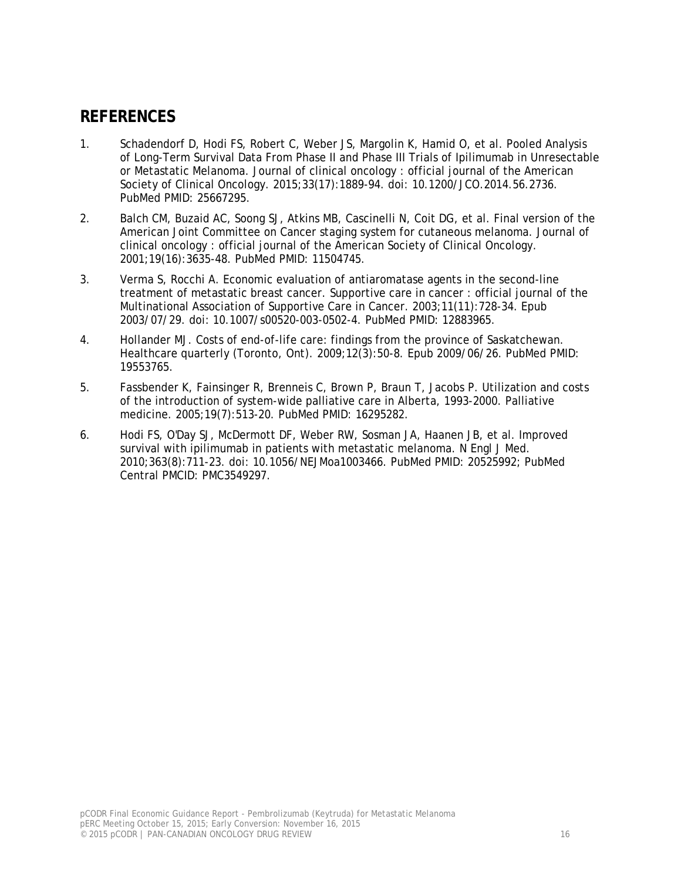## REFERENCES

1. Schadendorf D, Hodi FS, Robert C, Weber JS, Margolin K, Hamid O, et al. Pooled Analysis of Long-Term Survival Data From Phase II and Phase III Trials of Ipilimumab in Unresectable or Metastatic Melanoma. Journal of clinical oncology : official journal of the American Society of Clinical Oncology. 2015;33(17):1889-94. doi: 10.1200/JCO.2014.56.2736. PubMed PMID: 25667295.

2. Balch CM, Buzaid AC, Soong SJ, Atkins MB, Cascinelli N, Coit DG, et al. Final version of the American Joint Committee on Cancer staging system for cutaneous melanoma. Journal of clinical oncology : official journal of the American Society of Clinical Oncology. 2001;19(16):3635-48. PubMed PMID: 11504745.

3. Verma S, Rocchi A. Economic evaluation of antiaromatase agents in the second-line treatment of metastatic breast cancer. Supportive care in cancer : official journal of the Multinational Association of Supportive Care in Cancer. 2003;11(11):728-34. Epub 2003/07/29. doi: 10.1007/s00520-003-0502-4. PubMed PMID: 12883965.

4. Hollander MJ. Costs of end-of-life care: findings from the province of Saskatchewan. Healthcare quarterly (Toronto, Ont). 2009;12(3):50-8. Epub 2009/06/26. PubMed PMID: 19553765.

5. Fassbender K, Fainsinger R, Brenneis C, Brown P, Braun T, Jacobs P. Utilization and costs of the introduction of system-wide palliative care in Alberta, 1993-2000. Palliative medicine. 2005;19(7):513-20. PubMed PMID: 16295282.

6. Hodi FS, O'Day SJ, McDermott DF, Weber RW, Sosman JA, Haanen JB, et al. Improved survival with ipilimumab in patients with metastatic melanoma. N Engl J Med. 2010;363(8):711-23. doi: 10.1056/NEJMoa1003466. PubMed PMID: 20525992; PubMed Central PMCID: PMC3549297.